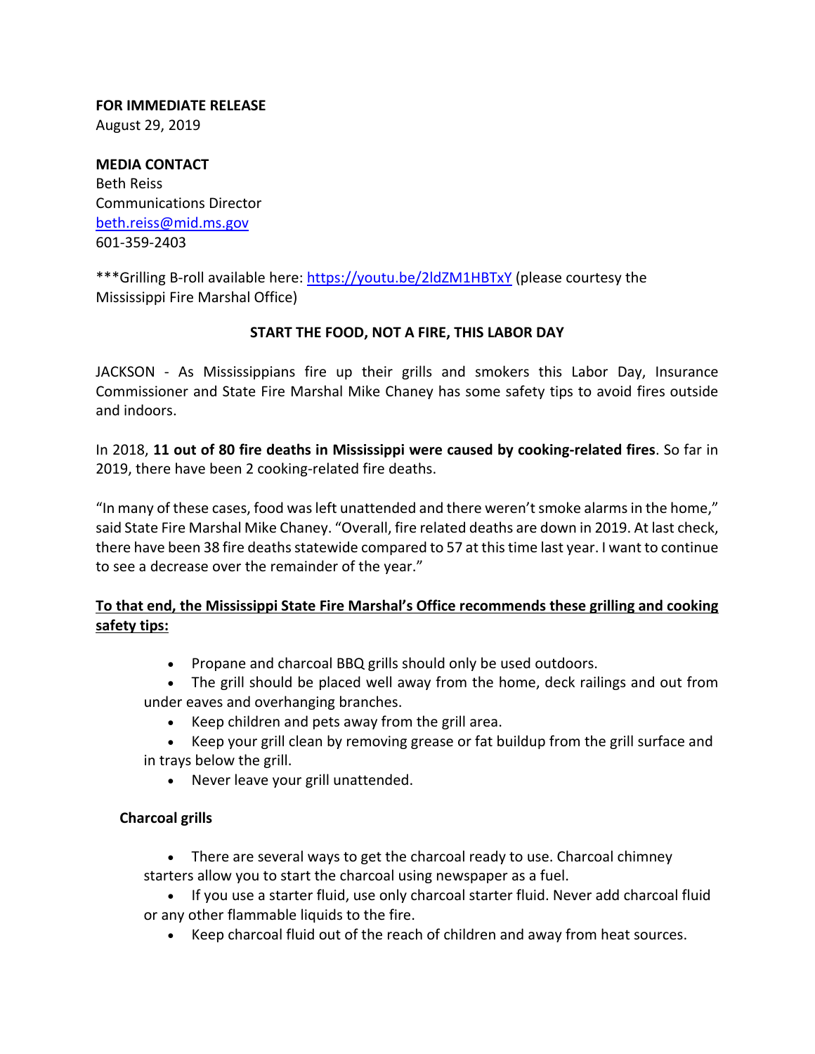**FOR IMMEDIATE RELEASE**
August 29, 2019

**MEDIA CONTACT**
Beth Reiss
Communications Director
beth.reiss@mid.ms.gov
601-359-2403

***Grilling B-roll available here: https://youtu.be/2ldZM1HBTxY (please courtesy the Mississippi Fire Marshal Office)

**START THE FOOD, NOT A FIRE, THIS LABOR DAY**

JACKSON - As Mississippians fire up their grills and smokers this Labor Day, Insurance Commissioner and State Fire Marshal Mike Chaney has some safety tips to avoid fires outside and indoors.

In 2018, **11 out of 80 fire deaths in Mississippi were caused by cooking-related fires**. So far in 2019, there have been 2 cooking-related fire deaths.

"In many of these cases, food was left unattended and there weren't smoke alarms in the home," said State Fire Marshal Mike Chaney. "Overall, fire related deaths are down in 2019. At last check, there have been 38 fire deaths statewide compared to 57 at this time last year. I want to continue to see a decrease over the remainder of the year."

**To that end, the Mississippi State Fire Marshal's Office recommends these grilling and cooking safety tips:**

- Propane and charcoal BBQ grills should only be used outdoors.
- The grill should be placed well away from the home, deck railings and out from under eaves and overhanging branches.
- Keep children and pets away from the grill area.
- Keep your grill clean by removing grease or fat buildup from the grill surface and in trays below the grill.
- Never leave your grill unattended.

**Charcoal grills**

- There are several ways to get the charcoal ready to use. Charcoal chimney starters allow you to start the charcoal using newspaper as a fuel.
- If you use a starter fluid, use only charcoal starter fluid. Never add charcoal fluid or any other flammable liquids to the fire.
- Keep charcoal fluid out of the reach of children and away from heat sources.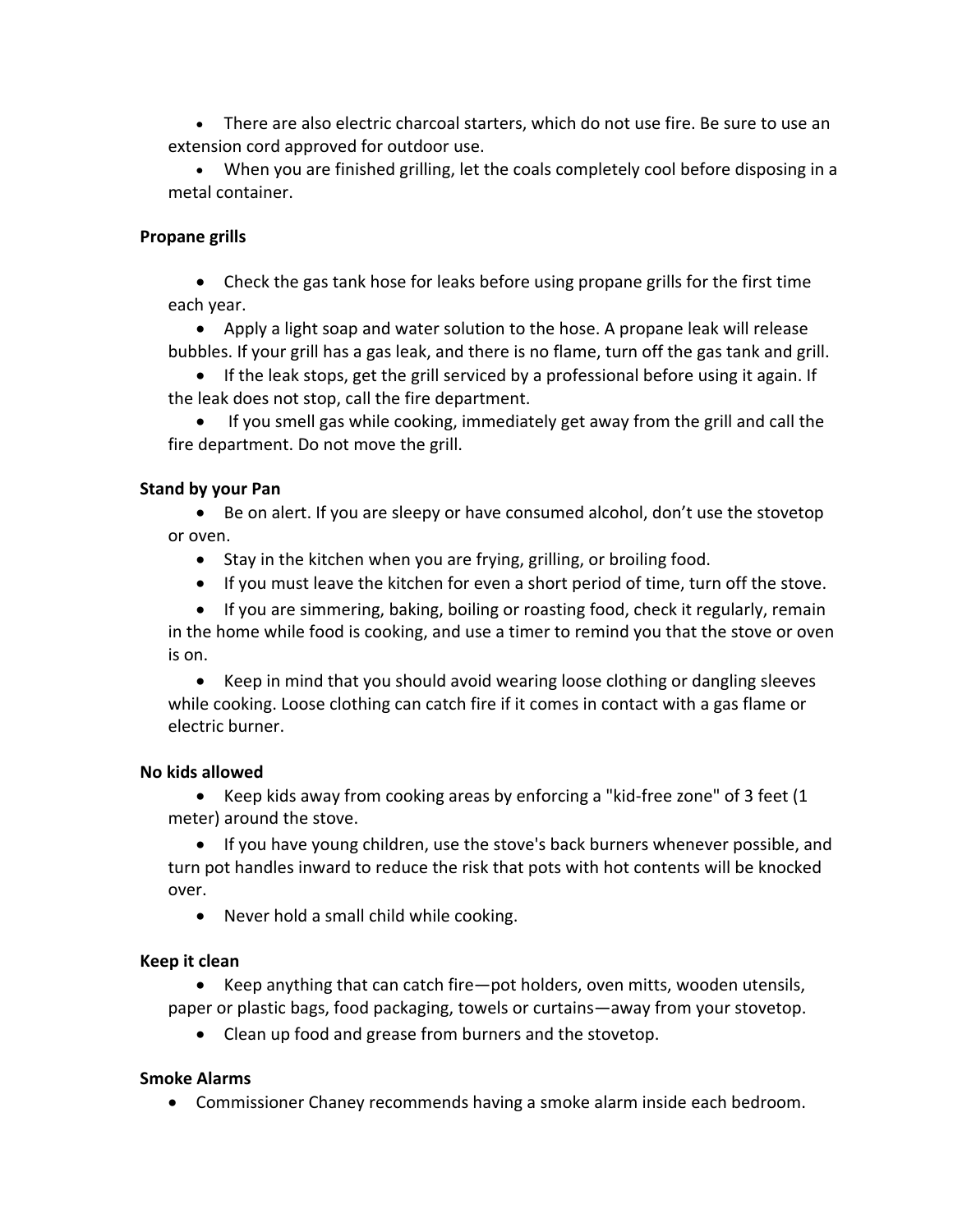- There are also electric charcoal starters, which do not use fire. Be sure to use an extension cord approved for outdoor use.
- When you are finished grilling, let the coals completely cool before disposing in a metal container.

**Propane grills**

- Check the gas tank hose for leaks before using propane grills for the first time each year.
- Apply a light soap and water solution to the hose. A propane leak will release bubbles. If your grill has a gas leak, and there is no flame, turn off the gas tank and grill.
- If the leak stops, get the grill serviced by a professional before using it again. If the leak does not stop, call the fire department.
- If you smell gas while cooking, immediately get away from the grill and call the fire department. Do not move the grill.

**Stand by your Pan**

- Be on alert. If you are sleepy or have consumed alcohol, don't use the stovetop or oven.
- Stay in the kitchen when you are frying, grilling, or broiling food.
- If you must leave the kitchen for even a short period of time, turn off the stove.
- If you are simmering, baking, boiling or roasting food, check it regularly, remain in the home while food is cooking, and use a timer to remind you that the stove or oven is on.
- Keep in mind that you should avoid wearing loose clothing or dangling sleeves while cooking. Loose clothing can catch fire if it comes in contact with a gas flame or electric burner.

**No kids allowed**

- Keep kids away from cooking areas by enforcing a "kid-free zone" of 3 feet (1 meter) around the stove.
- If you have young children, use the stove's back burners whenever possible, and turn pot handles inward to reduce the risk that pots with hot contents will be knocked over.
- Never hold a small child while cooking.

**Keep it clean**

- Keep anything that can catch fire—pot holders, oven mitts, wooden utensils, paper or plastic bags, food packaging, towels or curtains—away from your stovetop.
- Clean up food and grease from burners and the stovetop.

**Smoke Alarms**

- Commissioner Chaney recommends having a smoke alarm inside each bedroom.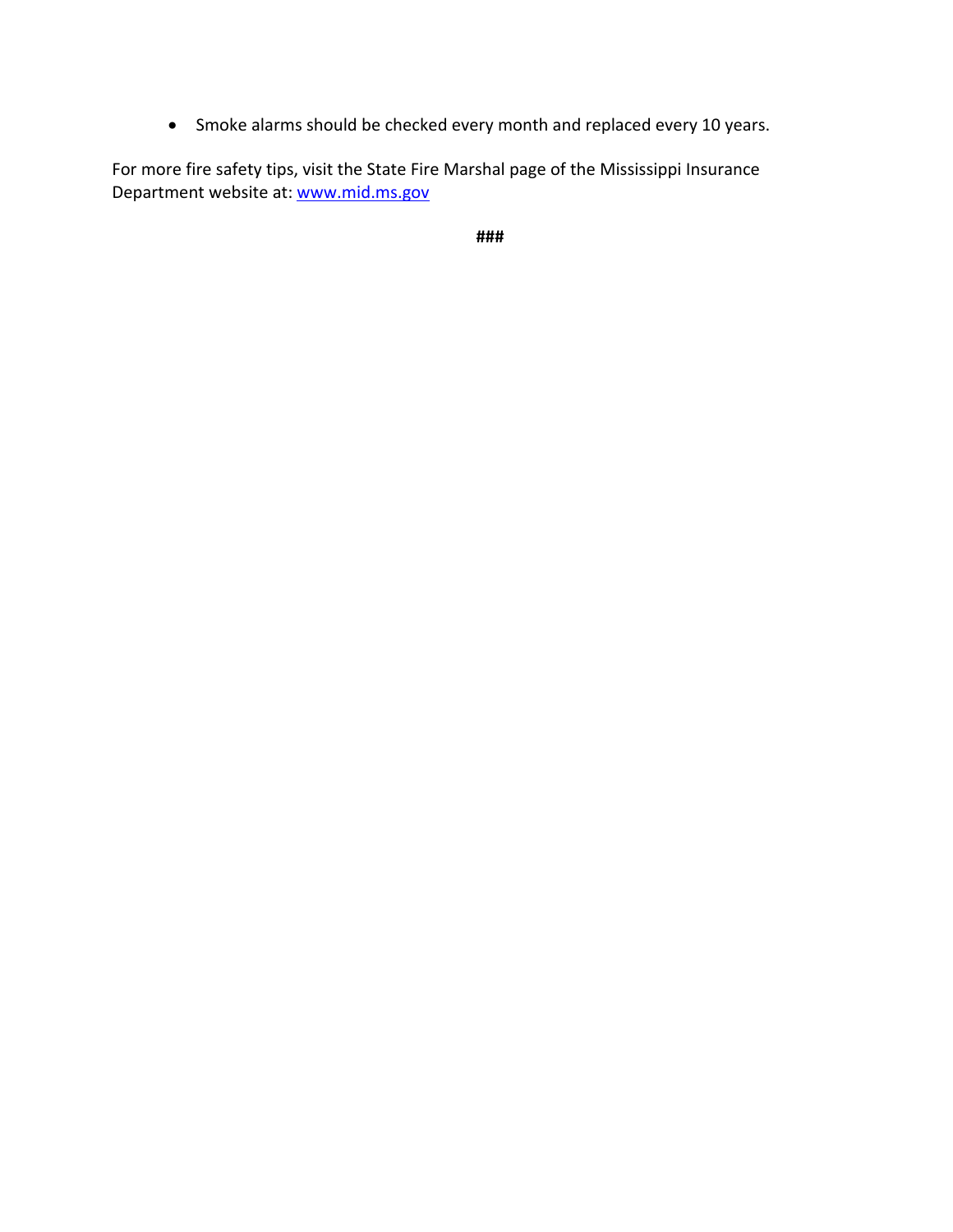- Smoke alarms should be checked every month and replaced every 10 years.

For more fire safety tips, visit the State Fire Marshal page of the Mississippi Insurance Department website at: www.mid.ms.gov

**###**